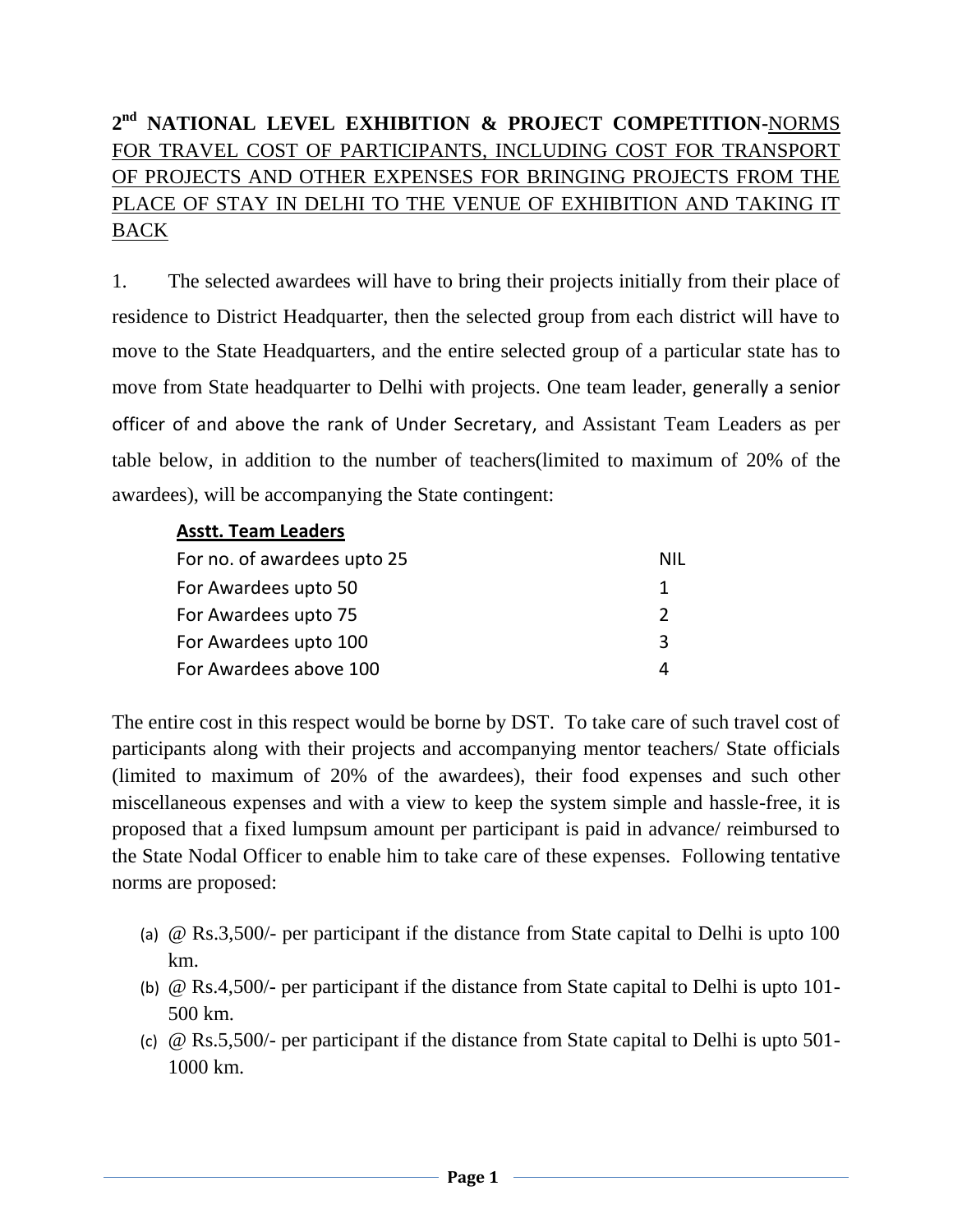**2nd NATIONAL LEVEL EXHIBITION & PROJECT COMPETITION**-NORMS FOR TRAVEL COST OF PARTICIPANTS, INCLUDING COST FOR TRANSPORT OF PROJECTS AND OTHER EXPENSES FOR BRINGING PROJECTS FROM THE PLACE OF STAY IN DELHI TO THE VENUE OF EXHIBITION AND TAKING IT BACK

1. The selected awardees will have to bring their projects initially from their place of residence to District Headquarter, then the selected group from each district will have to move to the State Headquarters, and the entire selected group of a particular state has to move from State headquarter to Delhi with projects. One team leader, generally a senior officer of and above the rank of Under Secretary, and Assistant Team Leaders as per table below, in addition to the number of teachers(limited to maximum of 20% of the awardees), will be accompanying the State contingent:

| **Asstt. Team Leaders** | |
|---|---|
| For no. of awardees upto 25 | NIL |
| For Awardees upto 50 | 1 |
| For Awardees upto 75 | 2 |
| For Awardees upto 100 | 3 |
| For Awardees above 100 | 4 |

The entire cost in this respect would be borne by DST. To take care of such travel cost of participants along with their projects and accompanying mentor teachers/ State officials (limited to maximum of 20% of the awardees), their food expenses and such other miscellaneous expenses and with a view to keep the system simple and hassle-free, it is proposed that a fixed lumpsum amount per participant is paid in advance/ reimbursed to the State Nodal Officer to enable him to take care of these expenses. Following tentative norms are proposed:

(a) @ Rs.3,500/- per participant if the distance from State capital to Delhi is upto 100 km.
(b) @ Rs.4,500/- per participant if the distance from State capital to Delhi is upto 101-500 km.
(c) @ Rs.5,500/- per participant if the distance from State capital to Delhi is upto 501-1000 km.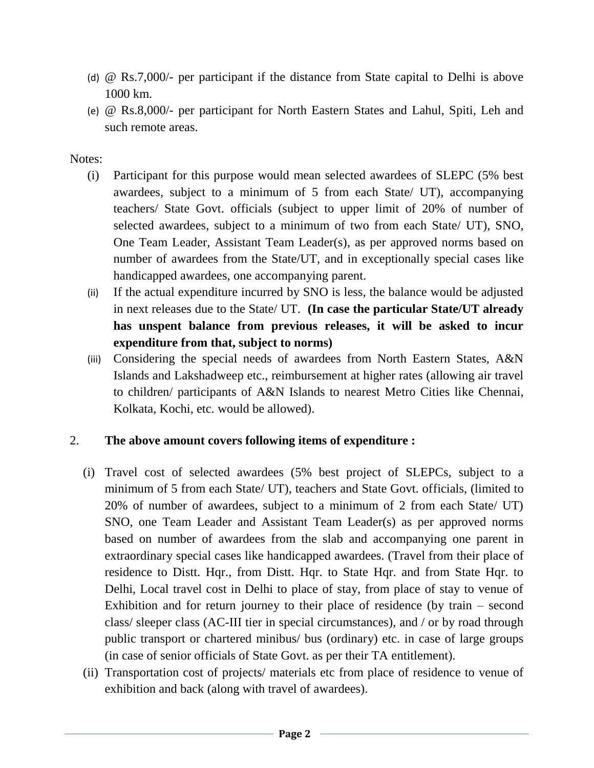(d) @ Rs.7,000/- per participant if the distance from State capital to Delhi is above 1000 km.

(e) @ Rs.8,000/- per participant for North Eastern States and Lahul, Spiti, Leh and such remote areas.

Notes:

(i) Participant for this purpose would mean selected awardees of SLEPC (5% best awardees, subject to a minimum of 5 from each State/ UT), accompanying teachers/ State Govt. officials (subject to upper limit of 20% of number of selected awardees, subject to a minimum of two from each State/ UT), SNO, One Team Leader, Assistant Team Leader(s), as per approved norms based on number of awardees from the State/UT, and in exceptionally special cases like handicapped awardees, one accompanying parent.

(ii) If the actual expenditure incurred by SNO is less, the balance would be adjusted in next releases due to the State/ UT. **(In case the particular State/UT already has unspent balance from previous releases, it will be asked to incur expenditure from that, subject to norms)**

(iii) Considering the special needs of awardees from North Eastern States, A&N Islands and Lakshadweep etc., reimbursement at higher rates (allowing air travel to children/ participants of A&N Islands to nearest Metro Cities like Chennai, Kolkata, Kochi, etc. would be allowed).

2. **The above amount covers following items of expenditure :**

(i) Travel cost of selected awardees (5% best project of SLEPCs, subject to a minimum of 5 from each State/ UT), teachers and State Govt. officials, (limited to 20% of number of awardees, subject to a minimum of 2 from each State/ UT) SNO, one Team Leader and Assistant Team Leader(s) as per approved norms based on number of awardees from the slab and accompanying one parent in extraordinary special cases like handicapped awardees. (Travel from their place of residence to Distt. Hqr., from Distt. Hqr. to State Hqr. and from State Hqr. to Delhi, Local travel cost in Delhi to place of stay, from place of stay to venue of Exhibition and for return journey to their place of residence (by train – second class/ sleeper class (AC-III tier in special circumstances), and / or by road through public transport or chartered minibus/ bus (ordinary) etc. in case of large groups (in case of senior officials of State Govt. as per their TA entitlement).

(ii) Transportation cost of projects/ materials etc from place of residence to venue of exhibition and back (along with travel of awardees).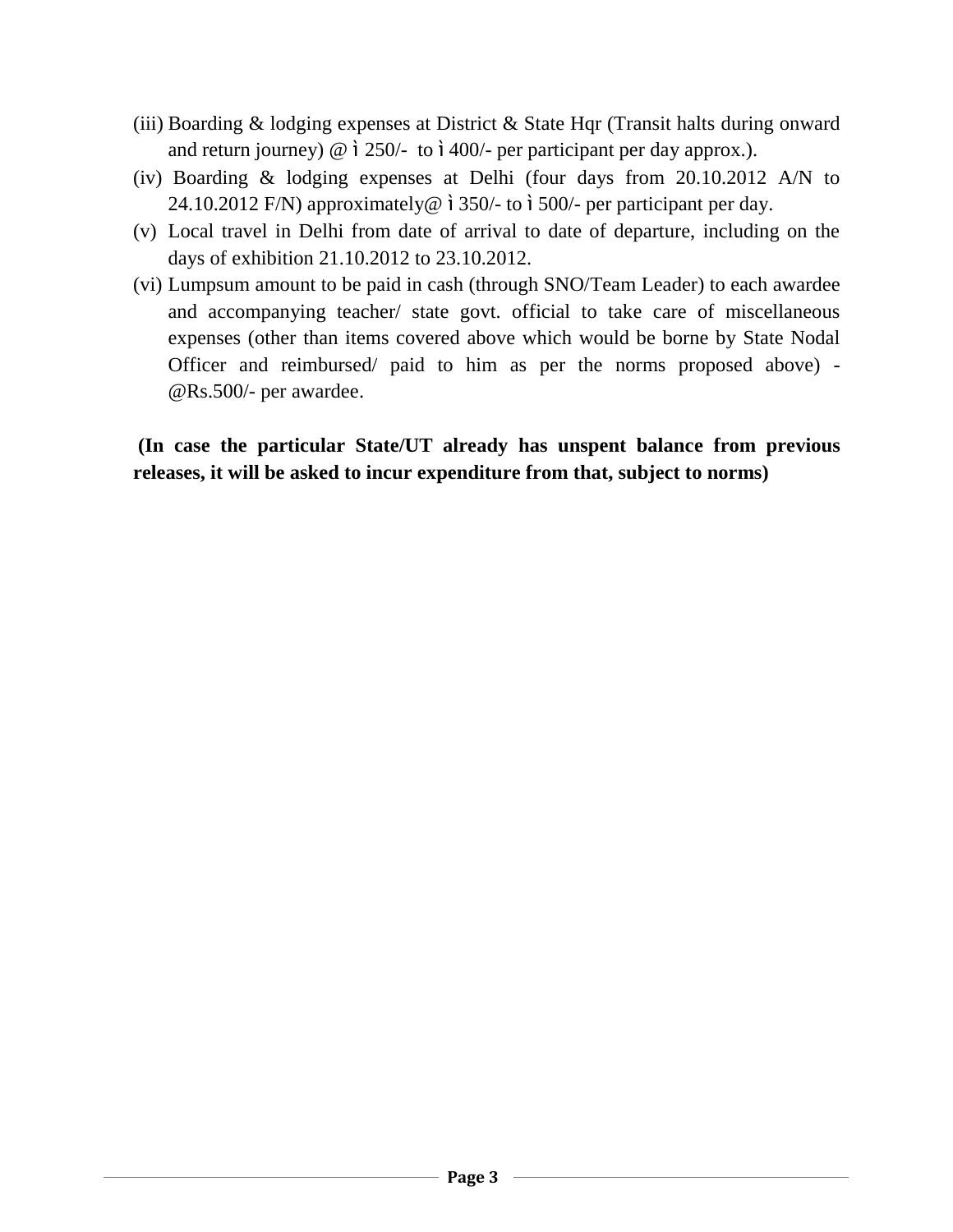(iii) Boarding & lodging expenses at District & State Hqr (Transit halts during onward and return journey) @ ì 250/- to ì 400/- per participant per day approx.).

(iv) Boarding & lodging expenses at Delhi (four days from 20.10.2012 A/N to 24.10.2012 F/N) approximately@ ì 350/- to ì 500/- per participant per day.

(v) Local travel in Delhi from date of arrival to date of departure, including on the days of exhibition 21.10.2012 to 23.10.2012.

(vi) Lumpsum amount to be paid in cash (through SNO/Team Leader) to each awardee and accompanying teacher/ state govt. official to take care of miscellaneous expenses (other than items covered above which would be borne by State Nodal Officer and reimbursed/ paid to him as per the norms proposed above) - @Rs.500/- per awardee.

**(In case the particular State/UT already has unspent balance from previous releases, it will be asked to incur expenditure from that, subject to norms)**